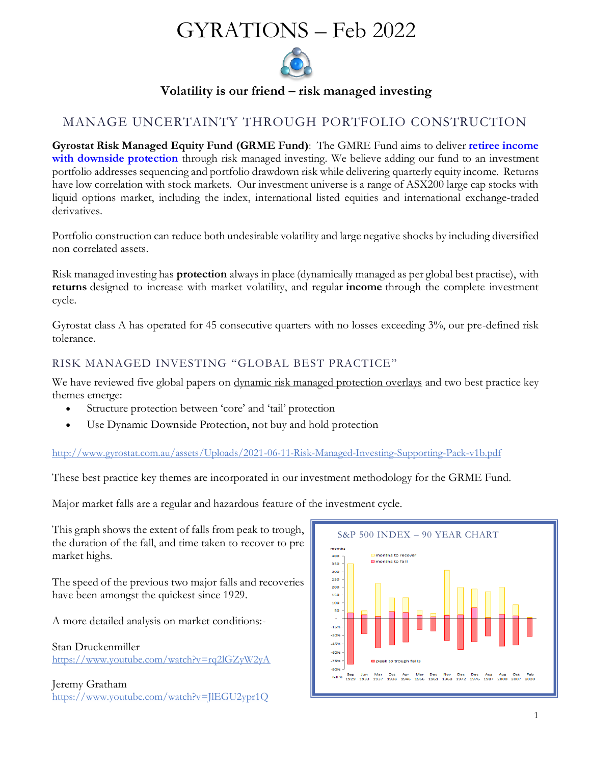# GYRATIONS – Feb 2022

### Volatility is our friend – risk managed investing

## MANAGE UNCERTAINTY THROUGH PORTFOLIO CONSTRUCTION

**Gyrostat Risk Managed Equity Fund (GRME Fund)**: The GMRE Fund aims to deliver **retiree income with downside protection** through risk managed investing. We believe adding our fund to an investment portfolio addresses sequencing and portfolio drawdown risk while delivering quarterly equity income. Returns have low correlation with stock markets. Our investment universe is a range of ASX200 large cap stocks with liquid options market, including the index, international listed equities and international exchange-traded derivatives.

Portfolio construction can reduce both undesirable volatility and large negative shocks by including diversified non correlated assets.

Risk managed investing has **protection** always in place (dynamically managed as per global best practise), with **returns** designed to increase with market volatility, and regular **income** through the complete investment cycle.

Gyrostat class A has operated for 45 consecutive quarters with no losses exceeding 3%, our pre-defined risk tolerance.

### RISK MANAGED INVESTING "GLOBAL BEST PRACTICE"

We have reviewed five global papers on dynamic risk managed protection overlays and two best practice key themes emerge:

- Structure protection between 'core' and 'tail' protection
- Use Dynamic Downside Protection, not buy and hold protection

http://www.gyrostat.com.au/assets/Uploads/2021-06-11-Risk-Managed-Investing-Supporting-Pack-v1b.pdf

These best practice key themes are incorporated in our investment methodology for the GRME Fund.

Major market falls are a regular and hazardous feature of the investment cycle.

This graph shows the extent of falls from peak to trough, the duration of the fall, and time taken to recover to pre market highs.

The speed of the previous two major falls and recoveries have been amongst the quickest since 1929.

A more detailed analysis on market conditions:-

Stan Druckenmiller
https://www.youtube.com/watch?v=rq2lGZyW2yA

Jeremy Gratham
https://www.youtube.com/watch?v=JlEGU2ypr1Q

S&P 500 INDEX – 90 YEAR CHART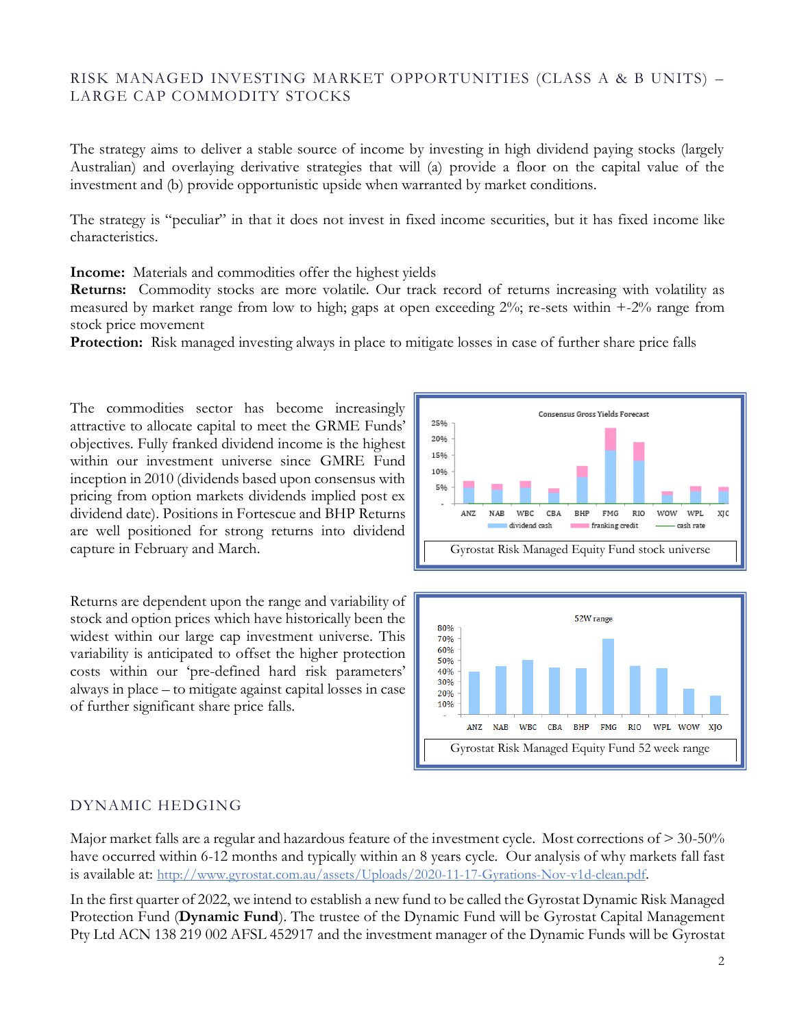## RISK MANAGED INVESTING MARKET OPPORTUNITIES (CLASS A & B UNITS) – LARGE CAP COMMODITY STOCKS

The strategy aims to deliver a stable source of income by investing in high dividend paying stocks (largely Australian) and overlaying derivative strategies that will (a) provide a floor on the capital value of the investment and (b) provide opportunistic upside when warranted by market conditions.

The strategy is "peculiar" in that it does not invest in fixed income securities, but it has fixed income like characteristics.

**Income:** Materials and commodities offer the highest yields
**Returns:** Commodity stocks are more volatile. Our track record of returns increasing with volatility as measured by market range from low to high; gaps at open exceeding 2%; re-sets within +-2% range from stock price movement
**Protection:** Risk managed investing always in place to mitigate losses in case of further share price falls

The commodities sector has become increasingly attractive to allocate capital to meet the GRME Funds' objectives. Fully franked dividend income is the highest within our investment universe since GMRE Fund inception in 2010 (dividends based upon consensus with pricing from option markets dividends implied post ex dividend date). Positions in Fortescue and BHP Returns are well positioned for strong returns into dividend capture in February and March.

Gyrostat Risk Managed Equity Fund stock universe

Returns are dependent upon the range and variability of stock and option prices which have historically been the widest within our large cap investment universe. This variability is anticipated to offset the higher protection costs within our 'pre-defined hard risk parameters' always in place – to mitigate against capital losses in case of further significant share price falls.

Gyrostat Risk Managed Equity Fund 52 week range

## DYNAMIC HEDGING

Major market falls are a regular and hazardous feature of the investment cycle. Most corrections of > 30-50% have occurred within 6-12 months and typically within an 8 years cycle. Our analysis of why markets fall fast is available at: http://www.gyrostat.com.au/assets/Uploads/2020-11-17-Gyrations-Nov-v1d-clean.pdf.

In the first quarter of 2022, we intend to establish a new fund to be called the Gyrostat Dynamic Risk Managed Protection Fund (**Dynamic Fund**). The trustee of the Dynamic Fund will be Gyrostat Capital Management Pty Ltd ACN 138 219 002 AFSL 452917 and the investment manager of the Dynamic Funds will be Gyrostat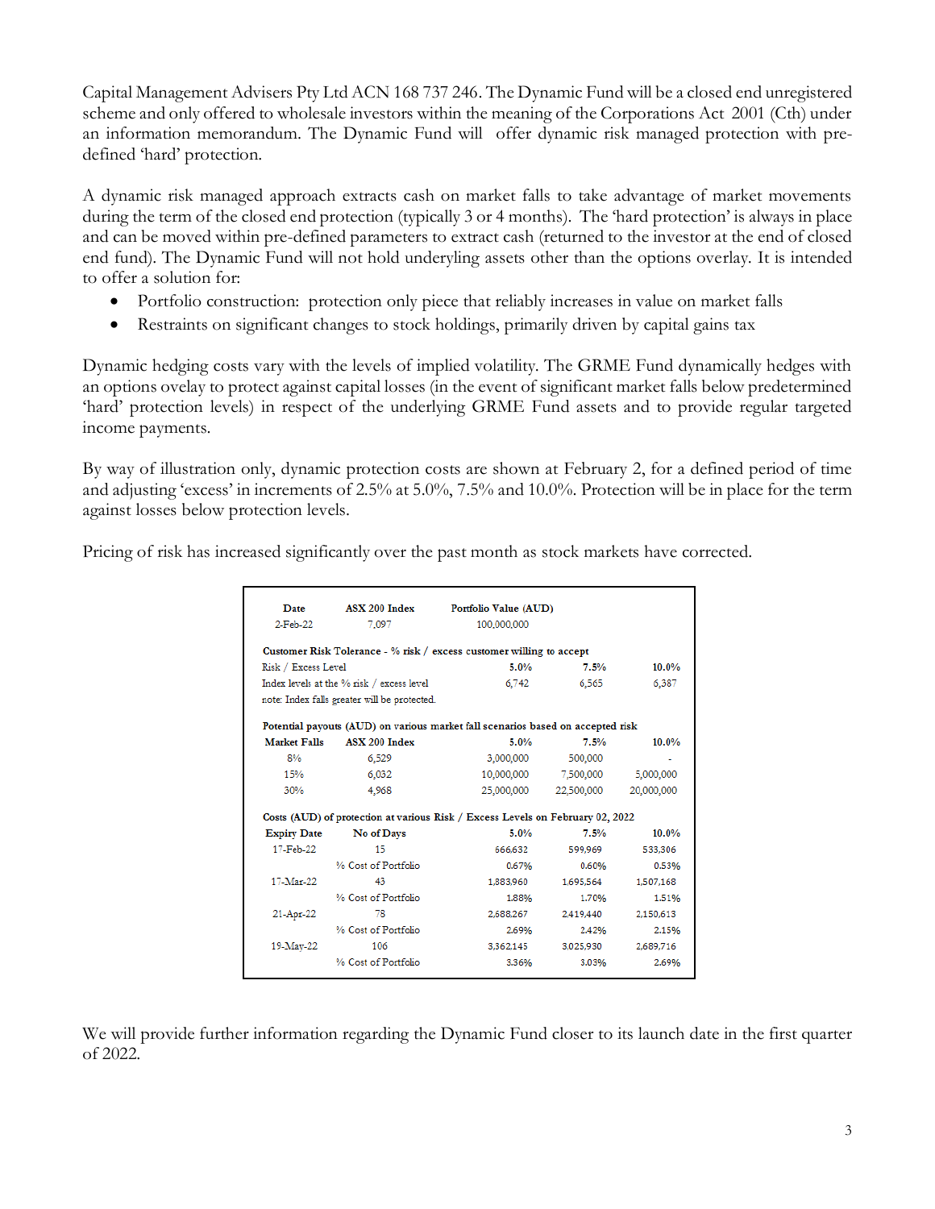Capital Management Advisers Pty Ltd ACN 168 737 246. The Dynamic Fund will be a closed end unregistered scheme and only offered to wholesale investors within the meaning of the Corporations Act 2001 (Cth) under an information memorandum. The Dynamic Fund will offer dynamic risk managed protection with pre-defined 'hard' protection.

A dynamic risk managed approach extracts cash on market falls to take advantage of market movements during the term of the closed end protection (typically 3 or 4 months). The 'hard protection' is always in place and can be moved within pre-defined parameters to extract cash (returned to the investor at the end of closed end fund). The Dynamic Fund will not hold underyling assets other than the options overlay. It is intended to offer a solution for:

- Portfolio construction: protection only piece that reliably increases in value on market falls
- Restraints on significant changes to stock holdings, primarily driven by capital gains tax

Dynamic hedging costs vary with the levels of implied volatility. The GRME Fund dynamically hedges with an options ovelay to protect against capital losses (in the event of significant market falls below predetermined 'hard' protection levels) in respect of the underlying GRME Fund assets and to provide regular targeted income payments.

By way of illustration only, dynamic protection costs are shown at February 2, for a defined period of time and adjusting 'excess' in increments of 2.5% at 5.0%, 7.5% and 10.0%. Protection will be in place for the term against losses below protection levels.

Pricing of risk has increased significantly over the past month as stock markets have corrected.

| Date | ASX 200 Index | Portfolio Value (AUD) | | |
|---|---|---|---|---|
| 2-Feb-22 | 7,097 | 100,000,000 | | |
| **Customer Risk Tolerance - % risk / excess customer willing to accept** | | | | |
| Risk / Excess Level | | **5.0%** | **7.5%** | **10.0%** |
| Index levels at the % risk / excess level | | 6,742 | 6,565 | 6,387 |
| note: Index falls greater will be protected. | | | | |
| **Potential payouts (AUD) on various market fall scenarios based on accepted risk** | | | | |
| **Market Falls** | **ASX 200 Index** | **5.0%** | **7.5%** | **10.0%** |
| 8% | 6,529 | 3,000,000 | 500,000 | - |
| 15% | 6,032 | 10,000,000 | 7,500,000 | 5,000,000 |
| 30% | 4,968 | 25,000,000 | 22,500,000 | 20,000,000 |
| **Costs (AUD) of protection at various Risk / Excess Levels on February 02, 2022** | | | | |
| **Expiry Date** | **No of Days** | **5.0%** | **7.5%** | **10.0%** |
| 17-Feb-22 | 15 | 666,632 | 599,969 | 533,306 |
| | % Cost of Portfolio | 0.67% | 0.60% | 0.53% |
| 17-Mar-22 | 43 | 1,883,960 | 1,695,564 | 1,507,168 |
| | % Cost of Portfolio | 1.88% | 1.70% | 1.51% |
| 21-Apr-22 | 78 | 2,688,267 | 2,419,440 | 2,150,613 |
| | % Cost of Portfolio | 2.69% | 2.42% | 2.15% |
| 19-May-22 | 106 | 3,362,145 | 3,025,930 | 2,689,716 |
| | % Cost of Portfolio | 3.36% | 3.03% | 2.69% |

We will provide further information regarding the Dynamic Fund closer to its launch date in the first quarter of 2022.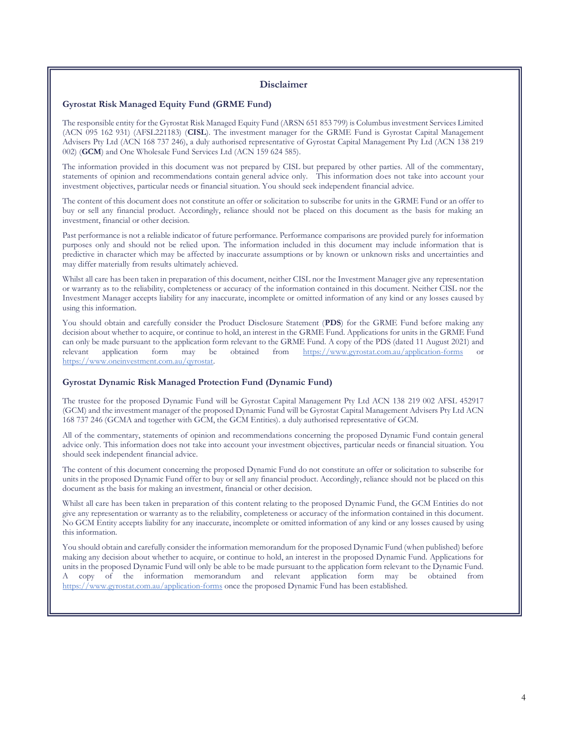## Disclaimer

### Gyrostat Risk Managed Equity Fund (GRME Fund)

The responsible entity for the Gyrostat Risk Managed Equity Fund (ARSN 651 853 799) is Columbus investment Services Limited (ACN 095 162 931) (AFSL221183) (**CISL**). The investment manager for the GRME Fund is Gyrostat Capital Management Advisers Pty Ltd (ACN 168 737 246), a duly authorised representative of Gyrostat Capital Management Pty Ltd (ACN 138 219 002) (**GCM**) and One Wholesale Fund Services Ltd (ACN 159 624 585).

The information provided in this document was not prepared by CISL but prepared by other parties. All of the commentary, statements of opinion and recommendations contain general advice only. This information does not take into account your investment objectives, particular needs or financial situation. You should seek independent financial advice.

The content of this document does not constitute an offer or solicitation to subscribe for units in the GRME Fund or an offer to buy or sell any financial product. Accordingly, reliance should not be placed on this document as the basis for making an investment, financial or other decision.

Past performance is not a reliable indicator of future performance. Performance comparisons are provided purely for information purposes only and should not be relied upon. The information included in this document may include information that is predictive in character which may be affected by inaccurate assumptions or by known or unknown risks and uncertainties and may differ materially from results ultimately achieved.

Whilst all care has been taken in preparation of this document, neither CISL nor the Investment Manager give any representation or warranty as to the reliability, completeness or accuracy of the information contained in this document. Neither CISL nor the Investment Manager accepts liability for any inaccurate, incomplete or omitted information of any kind or any losses caused by using this information.

You should obtain and carefully consider the Product Disclosure Statement (**PDS**) for the GRME Fund before making any decision about whether to acquire, or continue to hold, an interest in the GRME Fund. Applications for units in the GRME Fund can only be made pursuant to the application form relevant to the GRME Fund. A copy of the PDS (dated 11 August 2021) and relevant application form may be obtained from https://www.gyrostat.com.au/application-forms or https://www.oneinvestment.com.au/gyrostat.

### Gyrostat Dynamic Risk Managed Protection Fund (Dynamic Fund)

The trustee for the proposed Dynamic Fund will be Gyrostat Capital Management Pty Ltd ACN 138 219 002 AFSL 452917 (GCM) and the investment manager of the proposed Dynamic Fund will be Gyrostat Capital Management Advisers Pty Ltd ACN 168 737 246 (GCMA and together with GCM, the GCM Entities). a duly authorised representative of GCM.

All of the commentary, statements of opinion and recommendations concerning the proposed Dynamic Fund contain general advice only. This information does not take into account your investment objectives, particular needs or financial situation. You should seek independent financial advice.

The content of this document concerning the proposed Dynamic Fund do not constitute an offer or solicitation to subscribe for units in the proposed Dynamic Fund offer to buy or sell any financial product. Accordingly, reliance should not be placed on this document as the basis for making an investment, financial or other decision.

Whilst all care has been taken in preparation of this content relating to the proposed Dynamic Fund, the GCM Entities do not give any representation or warranty as to the reliability, completeness or accuracy of the information contained in this document. No GCM Entity accepts liability for any inaccurate, incomplete or omitted information of any kind or any losses caused by using this information.

You should obtain and carefully consider the information memorandum for the proposed Dynamic Fund (when published) before making any decision about whether to acquire, or continue to hold, an interest in the proposed Dynamic Fund. Applications for units in the proposed Dynamic Fund will only be able to be made pursuant to the application form relevant to the Dynamic Fund. A copy of the information memorandum and relevant application form may be obtained from https://www.gyrostat.com.au/application-forms once the proposed Dynamic Fund has been established.